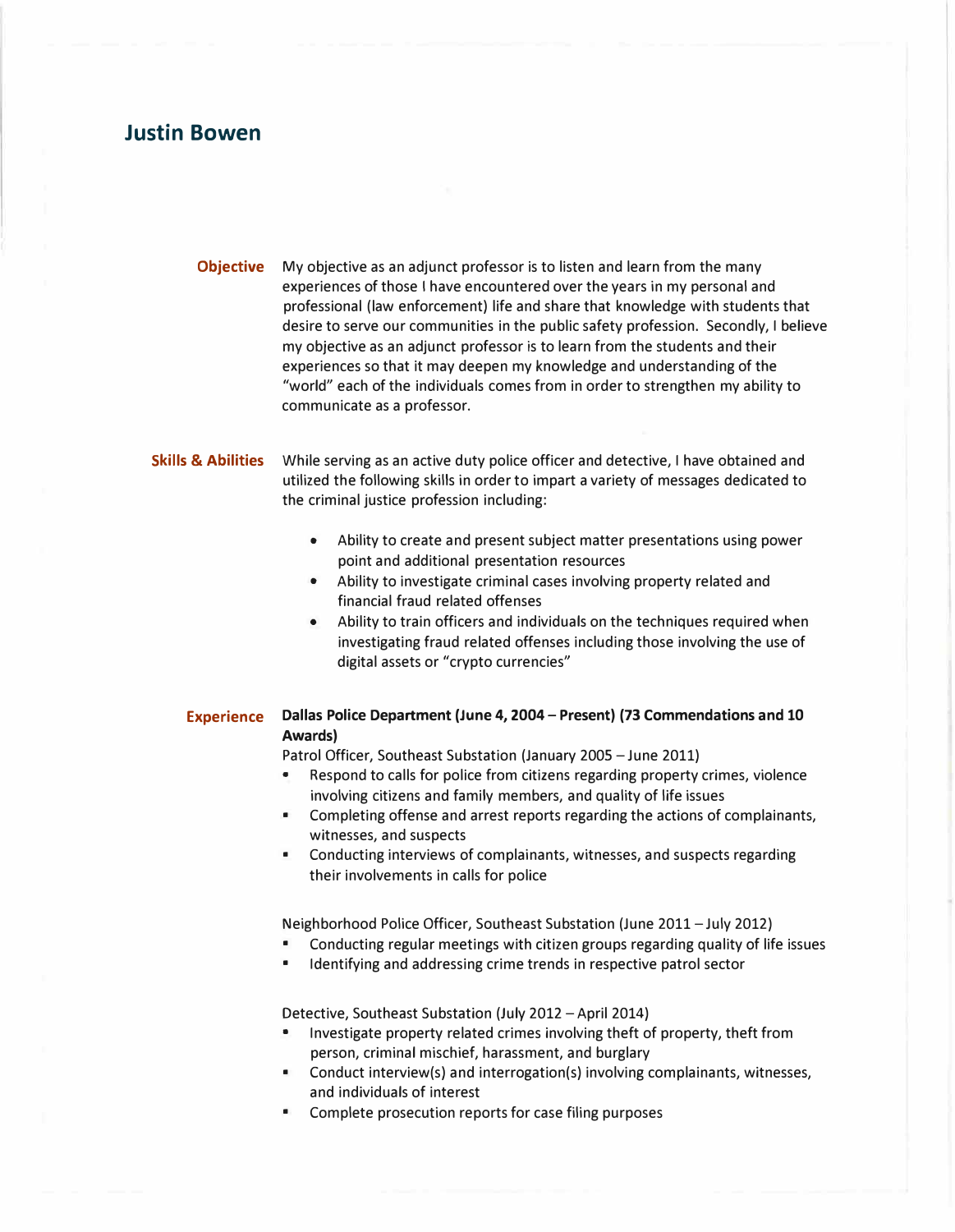# Justin Bowen

## Objective

My objective as an adjunct professor is to listen and learn from the many experiences of those I have encountered over the years in my personal and professional (law enforcement) life and share that knowledge with students that desire to serve our communities in the public safety profession. Secondly, I believe my objective as an adjunct professor is to learn from the students and their experiences so that it may deepen my knowledge and understanding of the "world" each of the individuals comes from in order to strengthen my ability to communicate as a professor.

## Skills & Abilities

While serving as an active duty police officer and detective, I have obtained and utilized the following skills in order to impart a variety of messages dedicated to the criminal justice profession including:

- Ability to create and present subject matter presentations using power point and additional presentation resources
- Ability to investigate criminal cases involving property related and financial fraud related offenses
- Ability to train officers and individuals on the techniques required when investigating fraud related offenses including those involving the use of digital assets or "crypto currencies"

## Experience

**Dallas Police Department (June 4, 2004 – Present) (73 Commendations and 10 Awards)**

Patrol Officer, Southeast Substation (January 2005 – June 2011)

- Respond to calls for police from citizens regarding property crimes, violence involving citizens and family members, and quality of life issues
- Completing offense and arrest reports regarding the actions of complainants, witnesses, and suspects
- Conducting interviews of complainants, witnesses, and suspects regarding their involvements in calls for police

Neighborhood Police Officer, Southeast Substation (June 2011 – July 2012)

- Conducting regular meetings with citizen groups regarding quality of life issues
- Identifying and addressing crime trends in respective patrol sector

Detective, Southeast Substation (July 2012 – April 2014)

- Investigate property related crimes involving theft of property, theft from person, criminal mischief, harassment, and burglary
- Conduct interview(s) and interrogation(s) involving complainants, witnesses, and individuals of interest
- Complete prosecution reports for case filing purposes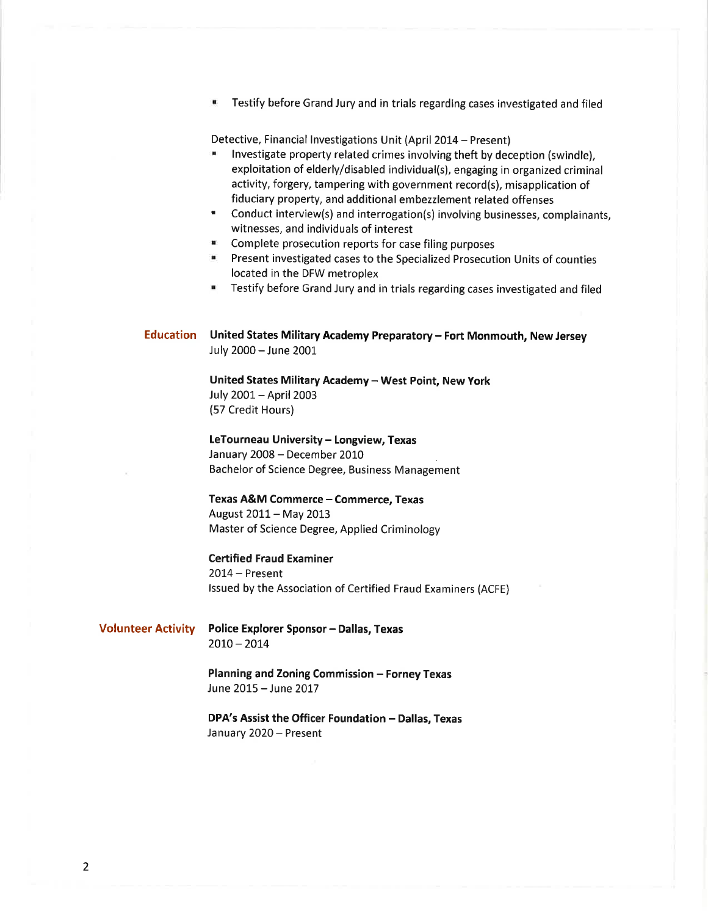- Testify before Grand Jury and in trials regarding cases investigated and filed

Detective, Financial Investigations Unit (April 2014 – Present)

- Investigate property related crimes involving theft by deception (swindle), exploitation of elderly/disabled individual(s), engaging in organized criminal activity, forgery, tampering with government record(s), misapplication of fiduciary property, and additional embezzlement related offenses
- Conduct interview(s) and interrogation(s) involving businesses, complainants, witnesses, and individuals of interest
- Complete prosecution reports for case filing purposes
- Present investigated cases to the Specialized Prosecution Units of counties located in the DFW metroplex
- Testify before Grand Jury and in trials regarding cases investigated and filed

## Education

**United States Military Academy Preparatory – Fort Monmouth, New Jersey**
July 2000 – June 2001

**United States Military Academy – West Point, New York**
July 2001 – April 2003
(57 Credit Hours)

**LeTourneau University – Longview, Texas**
January 2008 – December 2010
Bachelor of Science Degree, Business Management

**Texas A&M Commerce – Commerce, Texas**
August 2011 – May 2013
Master of Science Degree, Applied Criminology

**Certified Fraud Examiner**
2014 – Present
Issued by the Association of Certified Fraud Examiners (ACFE)

## Volunteer Activity

**Police Explorer Sponsor – Dallas, Texas**
2010 – 2014

**Planning and Zoning Commission – Forney Texas**
June 2015 – June 2017

**DPA's Assist the Officer Foundation – Dallas, Texas**
January 2020 – Present